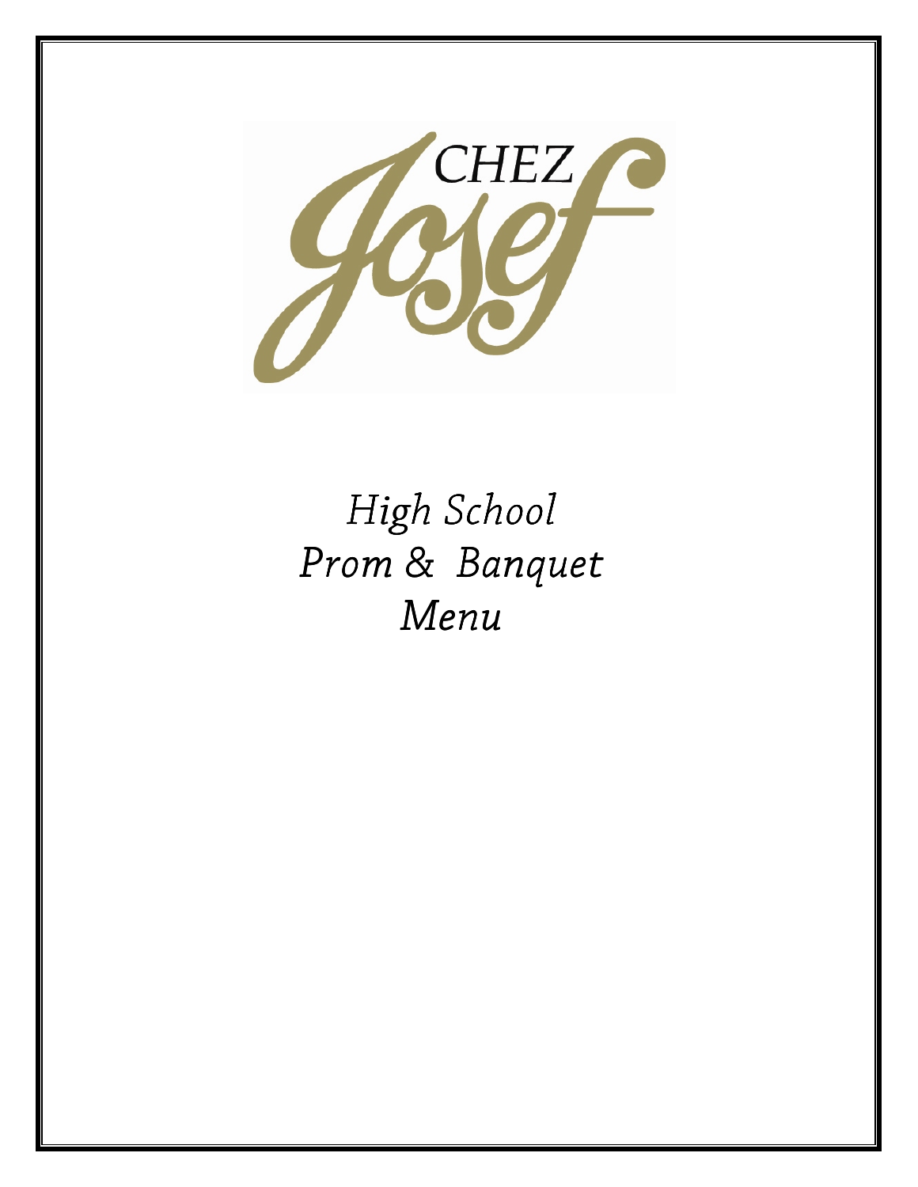# CHEZ Josef

*High School*
*Prom & Banquet*
*Menu*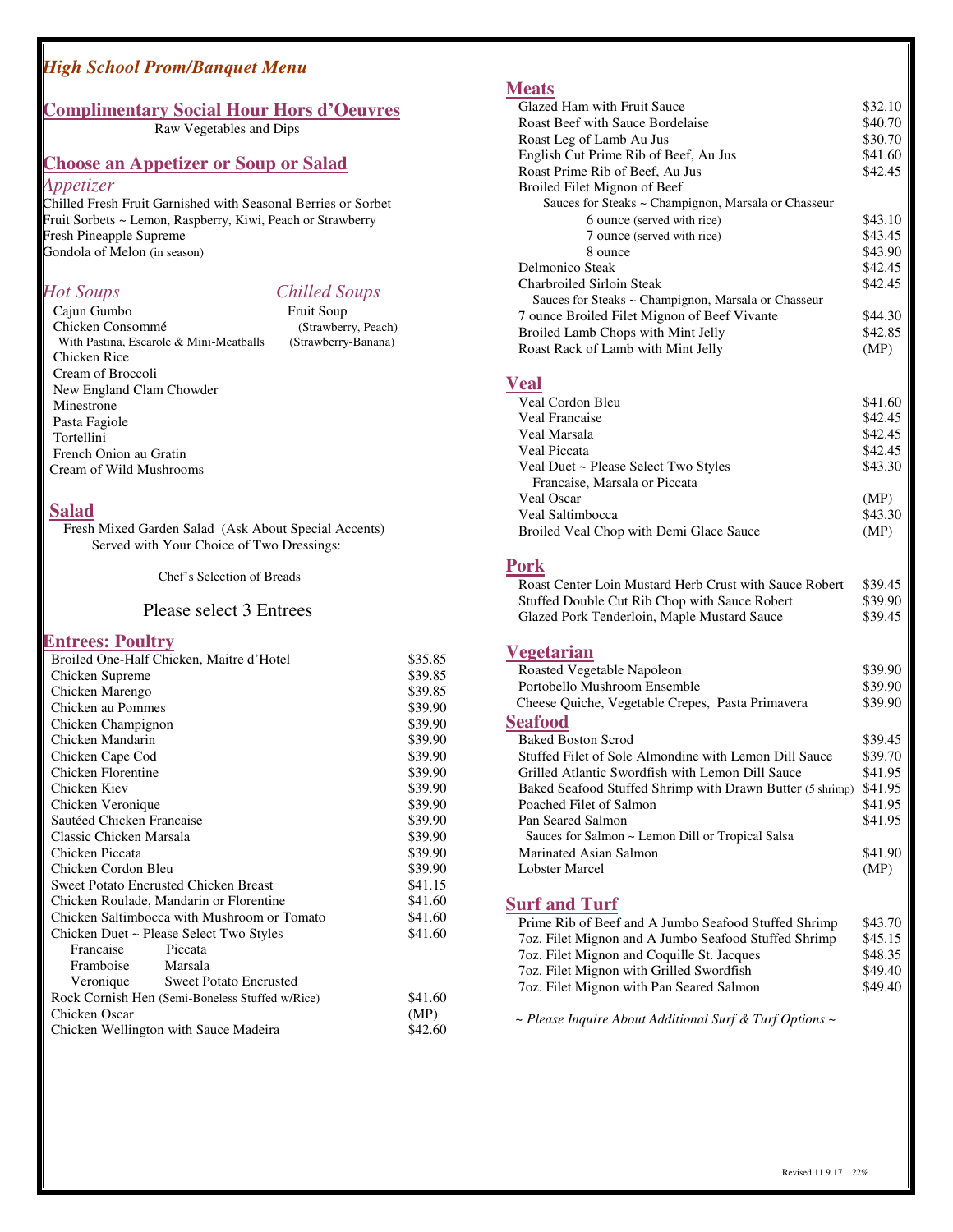# *High School Prom/Banquet Menu*

## Complimentary Social Hour Hors d'Oeuvres

Raw Vegetables and Dips

## Choose an Appetizer or Soup or Salad

### *Appetizer*

Chilled Fresh Fruit Garnished with Seasonal Berries or Sorbet
Fruit Sorbets ~ Lemon, Raspberry, Kiwi, Peach or Strawberry
Fresh Pineapple Supreme
Gondola of Melon (in season)

### *Hot Soups*

Cajun Gumbo
Chicken Consommé
With Pastina, Escarole & Mini-Meatballs
Chicken Rice
Cream of Broccoli
New England Clam Chowder
Minestrone
Pasta Fagiole
Tortellini
French Onion au Gratin
Cream of Wild Mushrooms

### *Chilled Soups*

Fruit Soup
(Strawberry, Peach)
(Strawberry-Banana)

## Salad

Fresh Mixed Garden Salad (Ask About Special Accents)
Served with Your Choice of Two Dressings:

Chef's Selection of Breads

Please select 3 Entrees

## Entrees: Poultry

| Item | Price |
|---|---|
| Broiled One-Half Chicken, Maitre d'Hotel | $35.85 |
| Chicken Supreme | $39.85 |
| Chicken Marengo | $39.85 |
| Chicken au Pommes | $39.90 |
| Chicken Champignon | $39.90 |
| Chicken Mandarin | $39.90 |
| Chicken Cape Cod | $39.90 |
| Chicken Florentine | $39.90 |
| Chicken Kiev | $39.90 |
| Chicken Veronique | $39.90 |
| Sautéed Chicken Francaise | $39.90 |
| Classic Chicken Marsala | $39.90 |
| Chicken Piccata | $39.90 |
| Chicken Cordon Bleu | $39.90 |
| Sweet Potato Encrusted Chicken Breast | $41.15 |
| Chicken Roulade, Mandarin or Florentine | $41.60 |
| Chicken Saltimbocca with Mushroom or Tomato | $41.60 |
| Chicken Duet ~ Please Select Two Styles: Francaise, Piccata, Framboise, Marsala, Veronique, Sweet Potato Encrusted | $41.60 |
| Rock Cornish Hen (Semi-Boneless Stuffed w/Rice) | $41.60 |
| Chicken Oscar | (MP) |
| Chicken Wellington with Sauce Madeira | $42.60 |

## Meats

| Item | Price |
|---|---|
| Glazed Ham with Fruit Sauce | $32.10 |
| Roast Beef with Sauce Bordelaise | $40.70 |
| Roast Leg of Lamb Au Jus | $30.70 |
| English Cut Prime Rib of Beef, Au Jus | $41.60 |
| Roast Prime Rib of Beef, Au Jus | $42.45 |
| Broiled Filet Mignon of Beef (Sauces for Steaks ~ Champignon, Marsala or Chasseur) | |
| 6 ounce (served with rice) | $43.10 |
| 7 ounce (served with rice) | $43.45 |
| 8 ounce | $43.90 |
| Delmonico Steak | $42.45 |
| Charbroiled Sirloin Steak (Sauces for Steaks ~ Champignon, Marsala or Chasseur) | $42.45 |
| 7 ounce Broiled Filet Mignon of Beef Vivante | $44.30 |
| Broiled Lamb Chops with Mint Jelly | $42.85 |
| Roast Rack of Lamb with Mint Jelly | (MP) |

## Veal

| Item | Price |
|---|---|
| Veal Cordon Bleu | $41.60 |
| Veal Francaise | $42.45 |
| Veal Marsala | $42.45 |
| Veal Piccata | $42.45 |
| Veal Duet ~ Please Select Two Styles: Francaise, Marsala or Piccata | $43.30 |
| Veal Oscar | (MP) |
| Veal Saltimbocca | $43.30 |
| Broiled Veal Chop with Demi Glace Sauce | (MP) |

## Pork

| Item | Price |
|---|---|
| Roast Center Loin Mustard Herb Crust with Sauce Robert | $39.45 |
| Stuffed Double Cut Rib Chop with Sauce Robert | $39.90 |
| Glazed Pork Tenderloin, Maple Mustard Sauce | $39.45 |

## Vegetarian

| Item | Price |
|---|---|
| Roasted Vegetable Napoleon | $39.90 |
| Portobello Mushroom Ensemble | $39.90 |
| Cheese Quiche, Vegetable Crepes, Pasta Primavera | $39.90 |

## Seafood

| Item | Price |
|---|---|
| Baked Boston Scrod | $39.45 |
| Stuffed Filet of Sole Almondine with Lemon Dill Sauce | $39.70 |
| Grilled Atlantic Swordfish with Lemon Dill Sauce | $41.95 |
| Baked Seafood Stuffed Shrimp with Drawn Butter (5 shrimp) | $41.95 |
| Poached Filet of Salmon | $41.95 |
| Pan Seared Salmon (Sauces for Salmon ~ Lemon Dill or Tropical Salsa) | $41.95 |
| Marinated Asian Salmon | $41.90 |
| Lobster Marcel | (MP) |

## Surf and Turf

| Item | Price |
|---|---|
| Prime Rib of Beef and A Jumbo Seafood Stuffed Shrimp | $43.70 |
| 7oz. Filet Mignon and A Jumbo Seafood Stuffed Shrimp | $45.15 |
| 7oz. Filet Mignon and Coquille St. Jacques | $48.35 |
| 7oz. Filet Mignon with Grilled Swordfish | $49.40 |
| 7oz. Filet Mignon with Pan Seared Salmon | $49.40 |

*~ Please Inquire About Additional Surf & Turf Options ~*

Revised 11.9.17 22%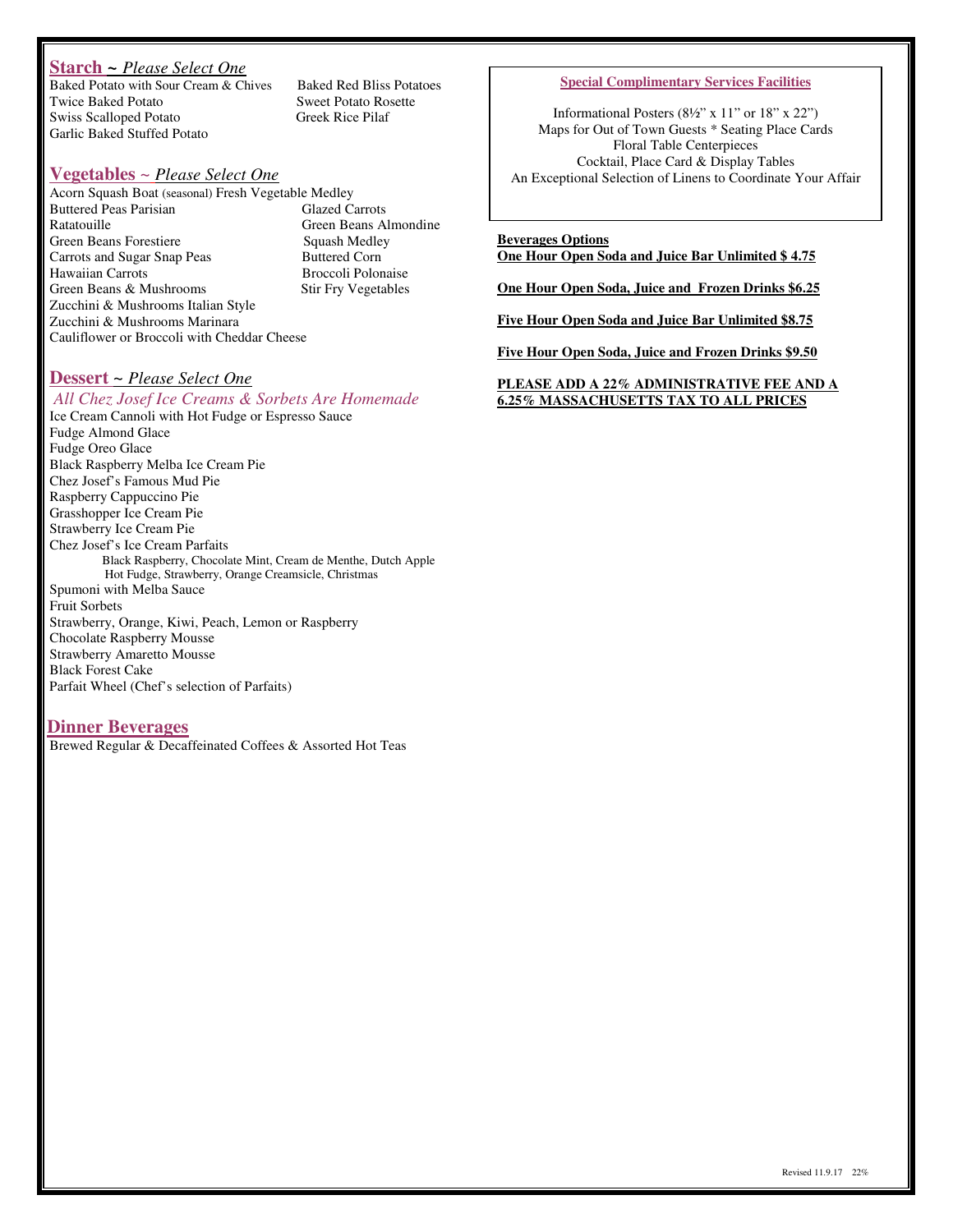## Starch ~ *Please Select One*

Baked Potato with Sour Cream & Chives
Baked Red Bliss Potatoes
Twice Baked Potato
Sweet Potato Rosette
Swiss Scalloped Potato
Greek Rice Pilaf
Garlic Baked Stuffed Potato

## Vegetables ~ *Please Select One*

Acorn Squash Boat (seasonal)
Fresh Vegetable Medley
Buttered Peas Parisian
Glazed Carrots
Ratatouille
Green Beans Almondine
Green Beans Forestiere
Squash Medley
Carrots and Sugar Snap Peas
Buttered Corn
Hawaiian Carrots
Broccoli Polonaise
Green Beans & Mushrooms
Stir Fry Vegetables
Zucchini & Mushrooms Italian Style
Zucchini & Mushrooms Marinara
Cauliflower or Broccoli with Cheddar Cheese

## Dessert ~ *Please Select One*

*All Chez Josef Ice Creams & Sorbets Are Homemade*

Ice Cream Cannoli with Hot Fudge or Espresso Sauce
Fudge Almond Glace
Fudge Oreo Glace
Black Raspberry Melba Ice Cream Pie
Chez Josef's Famous Mud Pie
Raspberry Cappuccino Pie
Grasshopper Ice Cream Pie
Strawberry Ice Cream Pie
Chez Josef's Ice Cream Parfaits
Black Raspberry, Chocolate Mint, Cream de Menthe, Dutch Apple
Hot Fudge, Strawberry, Orange Creamsicle, Christmas
Spumoni with Melba Sauce
Fruit Sorbets
Strawberry, Orange, Kiwi, Peach, Lemon or Raspberry
Chocolate Raspberry Mousse
Strawberry Amaretto Mousse
Black Forest Cake
Parfait Wheel (Chef's selection of Parfaits)

## Dinner Beverages

Brewed Regular & Decaffeinated Coffees & Assorted Hot Teas

**Special Complimentary Services Facilities**

Informational Posters (8½" x 11" or 18" x 22")
Maps for Out of Town Guests * Seating Place Cards
Floral Table Centerpieces
Cocktail, Place Card & Display Tables
An Exceptional Selection of Linens to Coordinate Your Affair

**Beverages Options**

**One Hour Open Soda and Juice Bar Unlimited $ 4.75**

**One Hour Open Soda, Juice and Frozen Drinks $6.25**

**Five Hour Open Soda and Juice Bar Unlimited $8.75**

**Five Hour Open Soda, Juice and Frozen Drinks $9.50**

**PLEASE ADD A 22% ADMINISTRATIVE FEE AND A 6.25% MASSACHUSETTS TAX TO ALL PRICES**

Revised 11.9.17 22%